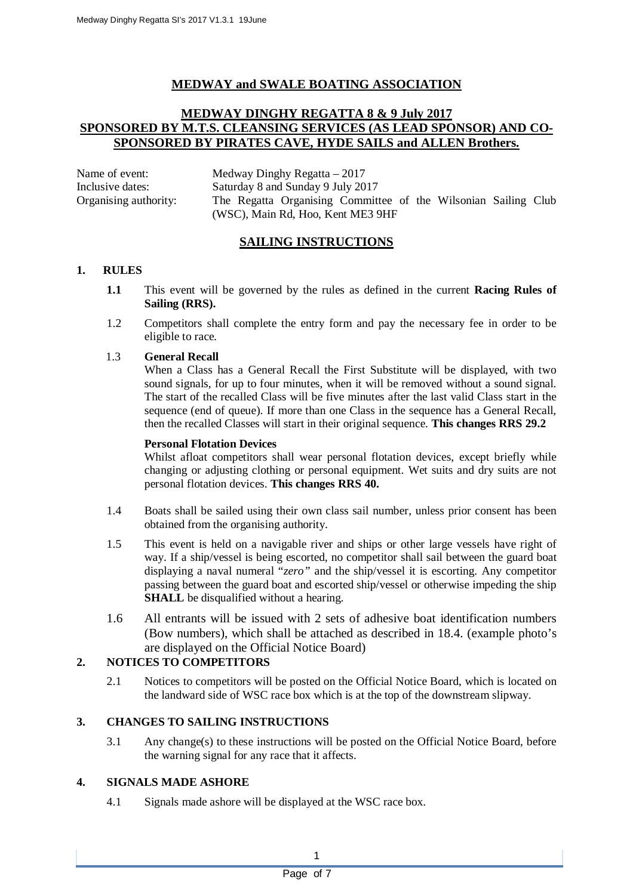# MEDWAY and SWALE BOATING ASSOCIATION

## MEDWAY DINGHY REGATTA 8 & 9 July 2017
## SPONSORED BY M.T.S. CLEANSING SERVICES (AS LEAD SPONSOR) AND CO-SPONSORED BY PIRATES CAVE, HYDE SAILS and ALLEN Brothers.

Name of event: Medway Dinghy Regatta – 2017
Inclusive dates: Saturday 8 and Sunday 9 July 2017
Organising authority: The Regatta Organising Committee of the Wilsonian Sailing Club (WSC), Main Rd, Hoo, Kent ME3 9HF

## SAILING INSTRUCTIONS

### 1. RULES

**1.1** This event will be governed by the rules as defined in the current **Racing Rules of Sailing (RRS).**

1.2 Competitors shall complete the entry form and pay the necessary fee in order to be eligible to race.

1.3 **General Recall**
When a Class has a General Recall the First Substitute will be displayed, with two sound signals, for up to four minutes, when it will be removed without a sound signal. The start of the recalled Class will be five minutes after the last valid Class start in the sequence (end of queue). If more than one Class in the sequence has a General Recall, then the recalled Classes will start in their original sequence. **This changes RRS 29.2**

**Personal Flotation Devices**
Whilst afloat competitors shall wear personal flotation devices, except briefly while changing or adjusting clothing or personal equipment. Wet suits and dry suits are not personal flotation devices. **This changes RRS 40.**

1.4 Boats shall be sailed using their own class sail number, unless prior consent has been obtained from the organising authority.

1.5 This event is held on a navigable river and ships or other large vessels have right of way. If a ship/vessel is being escorted, no competitor shall sail between the guard boat displaying a naval numeral "*zero"* and the ship/vessel it is escorting. Any competitor passing between the guard boat and escorted ship/vessel or otherwise impeding the ship **SHALL** be disqualified without a hearing.

1.6 All entrants will be issued with 2 sets of adhesive boat identification numbers (Bow numbers), which shall be attached as described in 18.4. (example photo's are displayed on the Official Notice Board)

### 2. NOTICES TO COMPETITORS

2.1 Notices to competitors will be posted on the Official Notice Board, which is located on the landward side of WSC race box which is at the top of the downstream slipway.

### 3. CHANGES TO SAILING INSTRUCTIONS

3.1 Any change(s) to these instructions will be posted on the Official Notice Board, before the warning signal for any race that it affects.

### 4. SIGNALS MADE ASHORE

4.1 Signals made ashore will be displayed at the WSC race box.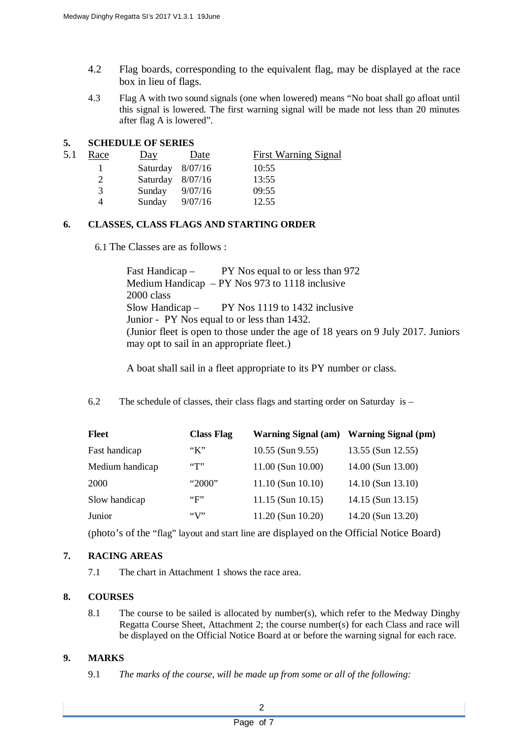4.2 Flag boards, corresponding to the equivalent flag, may be displayed at the race box in lieu of flags.

4.3 Flag A with two sound signals (one when lowered) means "No boat shall go afloat until this signal is lowered. The first warning signal will be made not less than 20 minutes after flag A is lowered".

## 5. SCHEDULE OF SERIES

5.1

| Race | Day | Date | First Warning Signal |
|---|---|---|---|
| 1 | Saturday | 8/07/16 | 10:55 |
| 2 | Saturday | 8/07/16 | 13:55 |
| 3 | Sunday | 9/07/16 | 09:55 |
| 4 | Sunday | 9/07/16 | 12.55 |

## 6. CLASSES, CLASS FLAGS AND STARTING ORDER

6.1 The Classes are as follows :

Fast Handicap – PY Nos equal to or less than 972
Medium Handicap – PY Nos 973 to 1118 inclusive
2000 class
Slow Handicap – PY Nos 1119 to 1432 inclusive
Junior - PY Nos equal to or less than 1432.
(Junior fleet is open to those under the age of 18 years on 9 July 2017. Juniors may opt to sail in an appropriate fleet.)

A boat shall sail in a fleet appropriate to its PY number or class.

6.2 The schedule of classes, their class flags and starting order on Saturday is –

| Fleet | Class Flag | Warning Signal (am) | Warning Signal (pm) |
|---|---|---|---|
| Fast handicap | "K" | 10.55 (Sun 9.55) | 13.55 (Sun 12.55) |
| Medium handicap | "T" | 11.00 (Sun 10.00) | 14.00 (Sun 13.00) |
| 2000 | "2000" | 11.10 (Sun 10.10) | 14.10 (Sun 13.10) |
| Slow handicap | "F" | 11.15 (Sun 10.15) | 14.15 (Sun 13.15) |
| Junior | "V" | 11.20 (Sun 10.20) | 14.20 (Sun 13.20) |

(photo's of the "flag" layout and start line are displayed on the Official Notice Board)

## 7. RACING AREAS

7.1 The chart in Attachment 1 shows the race area.

## 8. COURSES

8.1 The course to be sailed is allocated by number(s), which refer to the Medway Dinghy Regatta Course Sheet, Attachment 2; the course number(s) for each Class and race will be displayed on the Official Notice Board at or before the warning signal for each race.

## 9. MARKS

9.1 *The marks of the course, will be made up from some or all of the following:*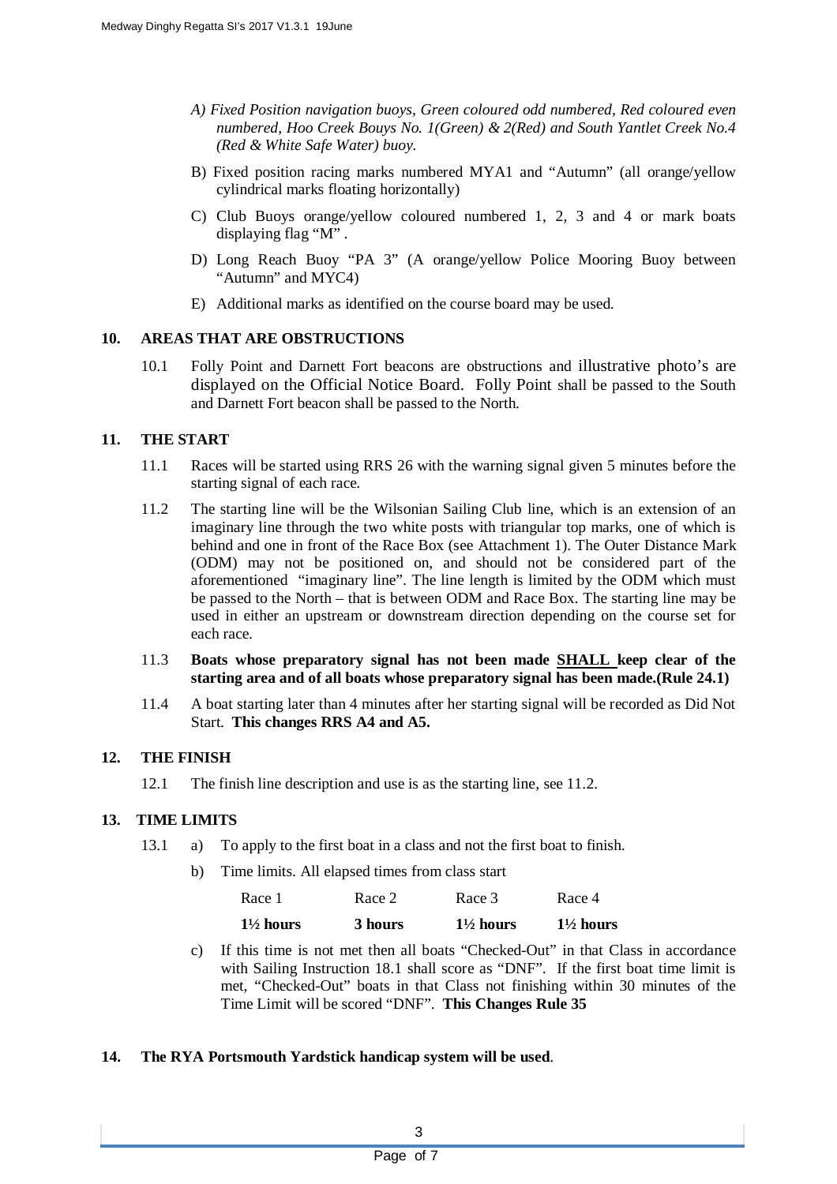*A) Fixed Position navigation buoys, Green coloured odd numbered, Red coloured even numbered, Hoo Creek Bouys No. 1(Green) & 2(Red) and South Yantlet Creek No.4 (Red & White Safe Water) buoy.*

B) Fixed position racing marks numbered MYA1 and "Autumn" (all orange/yellow cylindrical marks floating horizontally)

C) Club Buoys orange/yellow coloured numbered 1, 2, 3 and 4 or mark boats displaying flag "M" .

D) Long Reach Buoy "PA 3" (A orange/yellow Police Mooring Buoy between "Autumn" and MYC4)

E) Additional marks as identified on the course board may be used.

## 10. AREAS THAT ARE OBSTRUCTIONS

10.1 Folly Point and Darnett Fort beacons are obstructions and illustrative photo's are displayed on the Official Notice Board. Folly Point shall be passed to the South and Darnett Fort beacon shall be passed to the North.

## 11. THE START

11.1 Races will be started using RRS 26 with the warning signal given 5 minutes before the starting signal of each race.

11.2 The starting line will be the Wilsonian Sailing Club line, which is an extension of an imaginary line through the two white posts with triangular top marks, one of which is behind and one in front of the Race Box (see Attachment 1). The Outer Distance Mark (ODM) may not be positioned on, and should not be considered part of the aforementioned "imaginary line". The line length is limited by the ODM which must be passed to the North – that is between ODM and Race Box. The starting line may be used in either an upstream or downstream direction depending on the course set for each race.

11.3 **Boats whose preparatory signal has not been made <u>SHALL</u> keep clear of the starting area and of all boats whose preparatory signal has been made.(Rule 24.1)**

11.4 A boat starting later than 4 minutes after her starting signal will be recorded as Did Not Start. **This changes RRS A4 and A5.**

## 12. THE FINISH

12.1 The finish line description and use is as the starting line, see 11.2.

## 13. TIME LIMITS

13.1 a) To apply to the first boat in a class and not the first boat to finish.

b) Time limits. All elapsed times from class start

| Race 1 | Race 2 | Race 3 | Race 4 |
|---|---|---|---|
| **1½ hours** | **3 hours** | **1½ hours** | **1½ hours** |

c) If this time is not met then all boats "Checked-Out" in that Class in accordance with Sailing Instruction 18.1 shall score as "DNF". If the first boat time limit is met, "Checked-Out" boats in that Class not finishing within 30 minutes of the Time Limit will be scored "DNF". **This Changes Rule 35**

## 14. The RYA Portsmouth Yardstick handicap system will be used.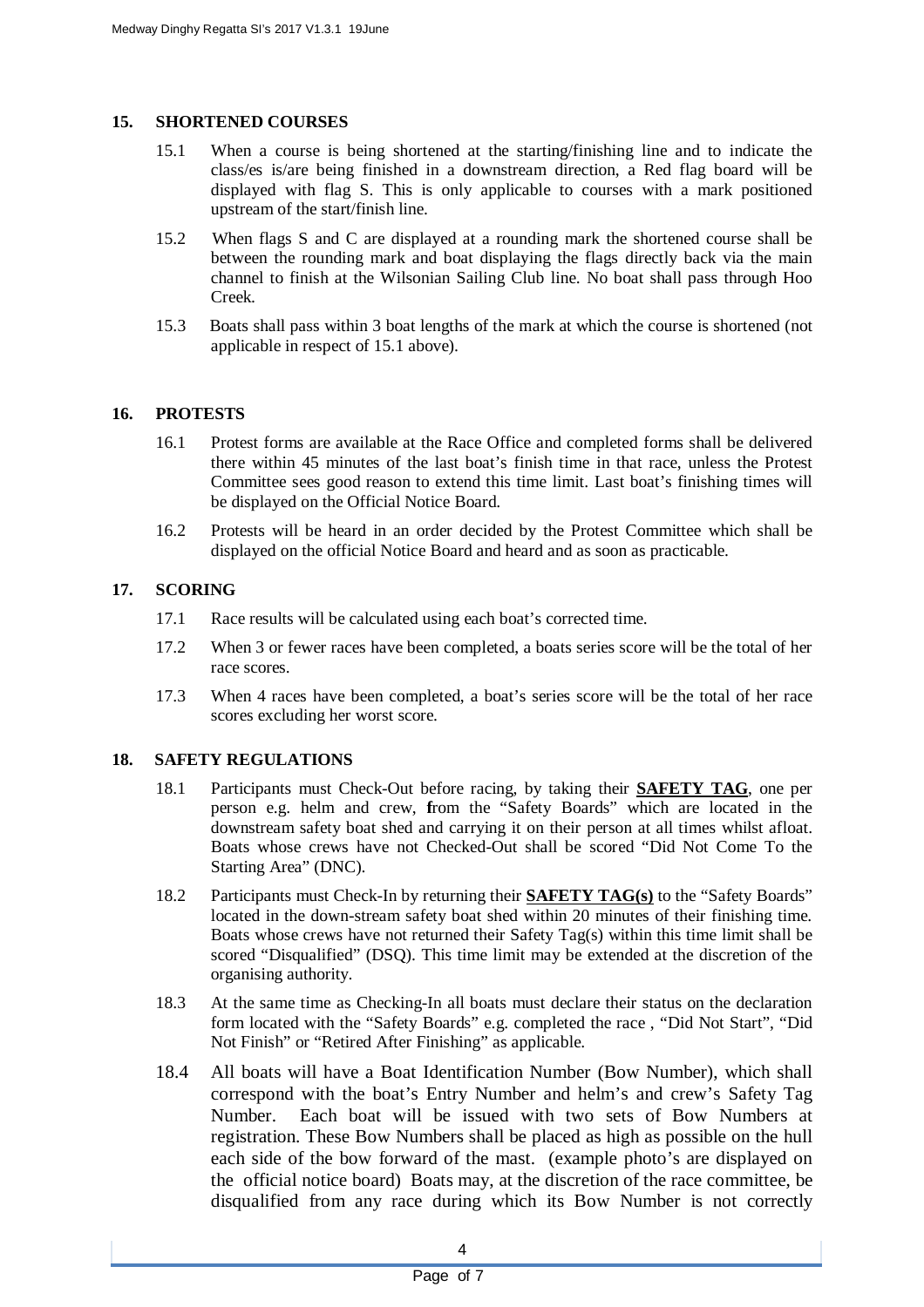## 15. SHORTENED COURSES

15.1 When a course is being shortened at the starting/finishing line and to indicate the class/es is/are being finished in a downstream direction, a Red flag board will be displayed with flag S. This is only applicable to courses with a mark positioned upstream of the start/finish line.

15.2 When flags S and C are displayed at a rounding mark the shortened course shall be between the rounding mark and boat displaying the flags directly back via the main channel to finish at the Wilsonian Sailing Club line. No boat shall pass through Hoo Creek.

15.3 Boats shall pass within 3 boat lengths of the mark at which the course is shortened (not applicable in respect of 15.1 above).

## 16. PROTESTS

16.1 Protest forms are available at the Race Office and completed forms shall be delivered there within 45 minutes of the last boat's finish time in that race, unless the Protest Committee sees good reason to extend this time limit. Last boat's finishing times will be displayed on the Official Notice Board.

16.2 Protests will be heard in an order decided by the Protest Committee which shall be displayed on the official Notice Board and heard and as soon as practicable.

## 17. SCORING

17.1 Race results will be calculated using each boat's corrected time.

17.2 When 3 or fewer races have been completed, a boats series score will be the total of her race scores.

17.3 When 4 races have been completed, a boat's series score will be the total of her race scores excluding her worst score.

## 18. SAFETY REGULATIONS

18.1 Participants must Check-Out before racing, by taking their **<u>SAFETY TAG</u>**, one per person e.g. helm and crew, from the "Safety Boards" which are located in the downstream safety boat shed and carrying it on their person at all times whilst afloat. Boats whose crews have not Checked-Out shall be scored "Did Not Come To the Starting Area" (DNC).

18.2 Participants must Check-In by returning their **<u>SAFETY TAG(s)</u>** to the "Safety Boards" located in the down-stream safety boat shed within 20 minutes of their finishing time. Boats whose crews have not returned their Safety Tag(s) within this time limit shall be scored "Disqualified" (DSQ). This time limit may be extended at the discretion of the organising authority.

18.3 At the same time as Checking-In all boats must declare their status on the declaration form located with the "Safety Boards" e.g. completed the race , "Did Not Start", "Did Not Finish" or "Retired After Finishing" as applicable.

18.4 All boats will have a Boat Identification Number (Bow Number), which shall correspond with the boat's Entry Number and helm's and crew's Safety Tag Number. Each boat will be issued with two sets of Bow Numbers at registration. These Bow Numbers shall be placed as high as possible on the hull each side of the bow forward of the mast. (example photo's are displayed on the official notice board) Boats may, at the discretion of the race committee, be disqualified from any race during which its Bow Number is not correctly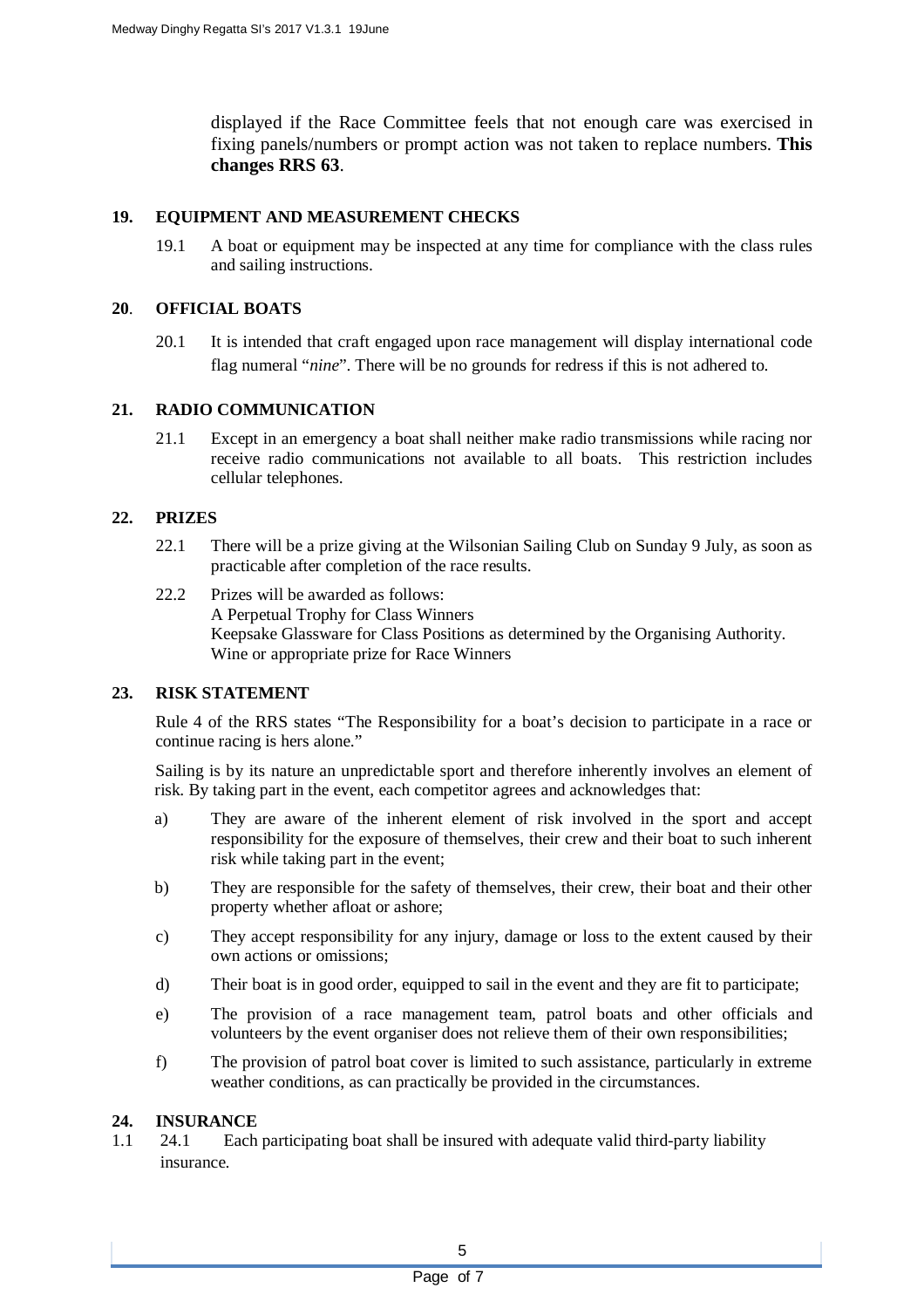displayed if the Race Committee feels that not enough care was exercised in fixing panels/numbers or prompt action was not taken to replace numbers. **This changes RRS 63**.

## 19. EQUIPMENT AND MEASUREMENT CHECKS

19.1 A boat or equipment may be inspected at any time for compliance with the class rules and sailing instructions.

## 20. OFFICIAL BOATS

20.1 It is intended that craft engaged upon race management will display international code flag numeral "*nine*". There will be no grounds for redress if this is not adhered to.

## 21. RADIO COMMUNICATION

21.1 Except in an emergency a boat shall neither make radio transmissions while racing nor receive radio communications not available to all boats. This restriction includes cellular telephones.

## 22. PRIZES

22.1 There will be a prize giving at the Wilsonian Sailing Club on Sunday 9 July, as soon as practicable after completion of the race results.

22.2 Prizes will be awarded as follows:
A Perpetual Trophy for Class Winners
Keepsake Glassware for Class Positions as determined by the Organising Authority.
Wine or appropriate prize for Race Winners

## 23. RISK STATEMENT

Rule 4 of the RRS states "The Responsibility for a boat's decision to participate in a race or continue racing is hers alone."

Sailing is by its nature an unpredictable sport and therefore inherently involves an element of risk. By taking part in the event, each competitor agrees and acknowledges that:

a) They are aware of the inherent element of risk involved in the sport and accept responsibility for the exposure of themselves, their crew and their boat to such inherent risk while taking part in the event;

b) They are responsible for the safety of themselves, their crew, their boat and their other property whether afloat or ashore;

c) They accept responsibility for any injury, damage or loss to the extent caused by their own actions or omissions;

d) Their boat is in good order, equipped to sail in the event and they are fit to participate;

e) The provision of a race management team, patrol boats and other officials and volunteers by the event organiser does not relieve them of their own responsibilities;

f) The provision of patrol boat cover is limited to such assistance, particularly in extreme weather conditions, as can practically be provided in the circumstances.

## 24. INSURANCE

1.1 24.1 Each participating boat shall be insured with adequate valid third-party liability insurance.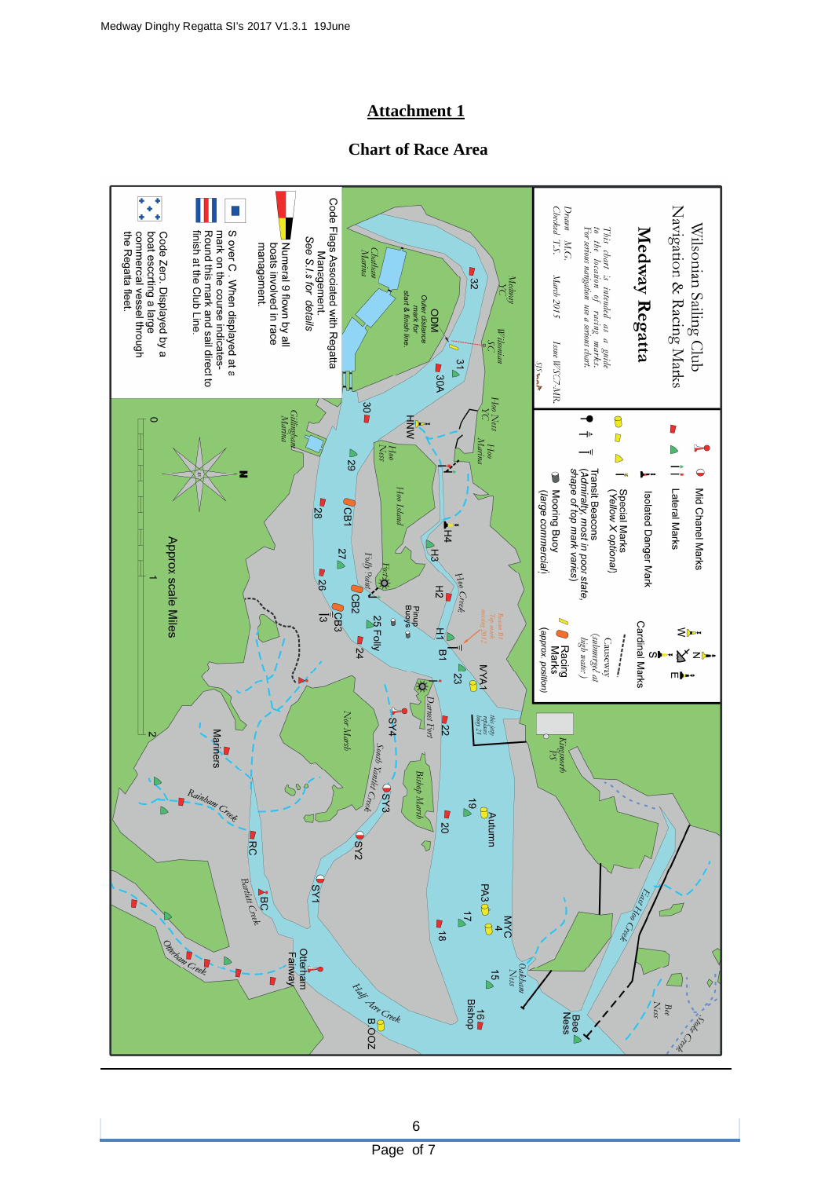# Attachment 1

## Chart of Race Area

Wilsonian Sailing Club
Navigation & Racing Marks

**Medway Regatta**

*This chart is intended as a guide to the location of racing marks. For serious navigation use a serious chart.*

*Drawn M.G. March 2015 Issue WSC7-MR.*
*Checked T.S.*

Mid Chanel Marks

Lateral Marks

Isolated Danger Mark

Special Marks (Yellow X optional)

Transit Beacons (Admiralty, most in poor state, shape of top mark varies)

Mooring Buoy (large commercial)

Cardinal Marks

Causeway (submerged at high water)

Racing Marks (approx. position)

Code Flags Associated with Regatta Management. See S.I.s for details

Numeral 9 flown by all boats involved in race management.

S over C. When displayed at a mark on the course indicates- Round this mark and sail direct to finish at the Club Line.

Code Zero. Displayed by a boat escorting a large commercial vessel through the Regatta fleet.

Approx scale Miles

0 1 2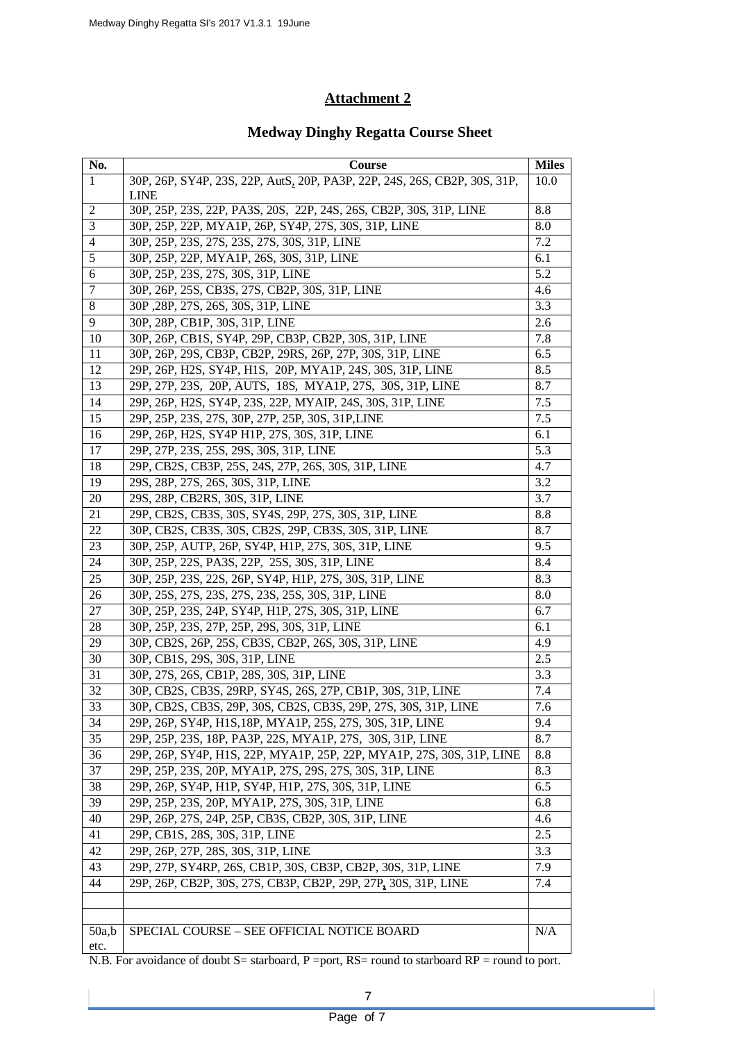## Attachment 2

## Medway Dinghy Regatta Course Sheet

| No. | Course | Miles |
|---|---|---|
| 1 | 30P, 26P, SY4P, 23S, 22P, AutS, 20P, PA3P, 22P, 24S, 26S, CB2P, 30S, 31P, LINE | 10.0 |
| 2 | 30P, 25P, 23S, 22P, PA3S, 20S, 22P, 24S, 26S, CB2P, 30S, 31P, LINE | 8.8 |
| 3 | 30P, 25P, 22P, MYA1P, 26P, SY4P, 27S, 30S, 31P, LINE | 8.0 |
| 4 | 30P, 25P, 23S, 27S, 23S, 27S, 30S, 31P, LINE | 7.2 |
| 5 | 30P, 25P, 22P, MYA1P, 26S, 30S, 31P, LINE | 6.1 |
| 6 | 30P, 25P, 23S, 27S, 30S, 31P, LINE | 5.2 |
| 7 | 30P, 26P, 25S, CB3S, 27S, CB2P, 30S, 31P, LINE | 4.6 |
| 8 | 30P ,28P, 27S, 26S, 30S, 31P, LINE | 3.3 |
| 9 | 30P, 28P, CB1P, 30S, 31P, LINE | 2.6 |
| 10 | 30P, 26P, CB1S, SY4P, 29P, CB3P, CB2P, 30S, 31P, LINE | 7.8 |
| 11 | 30P, 26P, 29S, CB3P, CB2P, 29RS, 26P, 27P, 30S, 31P, LINE | 6.5 |
| 12 | 29P, 26P, H2S, SY4P, H1S, 20P, MYA1P, 24S, 30S, 31P, LINE | 8.5 |
| 13 | 29P, 27P, 23S, 20P, AUTS, 18S, MYA1P, 27S, 30S, 31P, LINE | 8.7 |
| 14 | 29P, 26P, H2S, SY4P, 23S, 22P, MYAIP, 24S, 30S, 31P, LINE | 7.5 |
| 15 | 29P, 25P, 23S, 27S, 30P, 27P, 25P, 30S, 31P,LINE | 7.5 |
| 16 | 29P, 26P, H2S, SY4P H1P, 27S, 30S, 31P, LINE | 6.1 |
| 17 | 29P, 27P, 23S, 25S, 29S, 30S, 31P, LINE | 5.3 |
| 18 | 29P, CB2S, CB3P, 25S, 24S, 27P, 26S, 30S, 31P, LINE | 4.7 |
| 19 | 29S, 28P, 27S, 26S, 30S, 31P, LINE | 3.2 |
| 20 | 29S, 28P, CB2RS, 30S, 31P, LINE | 3.7 |
| 21 | 29P, CB2S, CB3S, 30S, SY4S, 29P, 27S, 30S, 31P, LINE | 8.8 |
| 22 | 30P, CB2S, CB3S, 30S, CB2S, 29P, CB3S, 30S, 31P, LINE | 8.7 |
| 23 | 30P, 25P, AUTP, 26P, SY4P, H1P, 27S, 30S, 31P, LINE | 9.5 |
| 24 | 30P, 25P, 22S, PA3S, 22P, 25S, 30S, 31P, LINE | 8.4 |
| 25 | 30P, 25P, 23S, 22S, 26P, SY4P, H1P, 27S, 30S, 31P, LINE | 8.3 |
| 26 | 30P, 25S, 27S, 23S, 27S, 23S, 25S, 30S, 31P, LINE | 8.0 |
| 27 | 30P, 25P, 23S, 24P, SY4P, H1P, 27S, 30S, 31P, LINE | 6.7 |
| 28 | 30P, 25P, 23S, 27P, 25P, 29S, 30S, 31P, LINE | 6.1 |
| 29 | 30P, CB2S, 26P, 25S, CB3S, CB2P, 26S, 30S, 31P, LINE | 4.9 |
| 30 | 30P, CB1S, 29S, 30S, 31P, LINE | 2.5 |
| 31 | 30P, 27S, 26S, CB1P, 28S, 30S, 31P, LINE | 3.3 |
| 32 | 30P, CB2S, CB3S, 29RP, SY4S, 26S, 27P, CB1P, 30S, 31P, LINE | 7.4 |
| 33 | 30P, CB2S, CB3S, 29P, 30S, CB2S, CB3S, 29P, 27S, 30S, 31P, LINE | 7.6 |
| 34 | 29P, 26P, SY4P, H1S,18P, MYA1P, 25S, 27S, 30S, 31P, LINE | 9.4 |
| 35 | 29P, 25P, 23S, 18P, PA3P, 22S, MYA1P, 27S, 30S, 31P, LINE | 8.7 |
| 36 | 29P, 26P, SY4P, H1S, 22P, MYA1P, 25P, 22P, MYA1P, 27S, 30S, 31P, LINE | 8.8 |
| 37 | 29P, 25P, 23S, 20P, MYA1P, 27S, 29S, 27S, 30S, 31P, LINE | 8.3 |
| 38 | 29P, 26P, SY4P, H1P, SY4P, H1P, 27S, 30S, 31P, LINE | 6.5 |
| 39 | 29P, 25P, 23S, 20P, MYA1P, 27S, 30S, 31P, LINE | 6.8 |
| 40 | 29P, 26P, 27S, 24P, 25P, CB3S, CB2P, 30S, 31P, LINE | 4.6 |
| 41 | 29P, CB1S, 28S, 30S, 31P, LINE | 2.5 |
| 42 | 29P, 26P, 27P, 28S, 30S, 31P, LINE | 3.3 |
| 43 | 29P, 27P, SY4RP, 26S, CB1P, 30S, CB3P, CB2P, 30S, 31P, LINE | 7.9 |
| 44 | 29P, 26P, CB2P, 30S, 27S, CB3P, CB2P, 29P, 27P, 30S, 31P, LINE | 7.4 |
| | | |
| | | |
| 50a,b etc. | SPECIAL COURSE – SEE OFFICIAL NOTICE BOARD | N/A |

N.B. For avoidance of doubt S= starboard, P =port, RS= round to starboard RP = round to port.